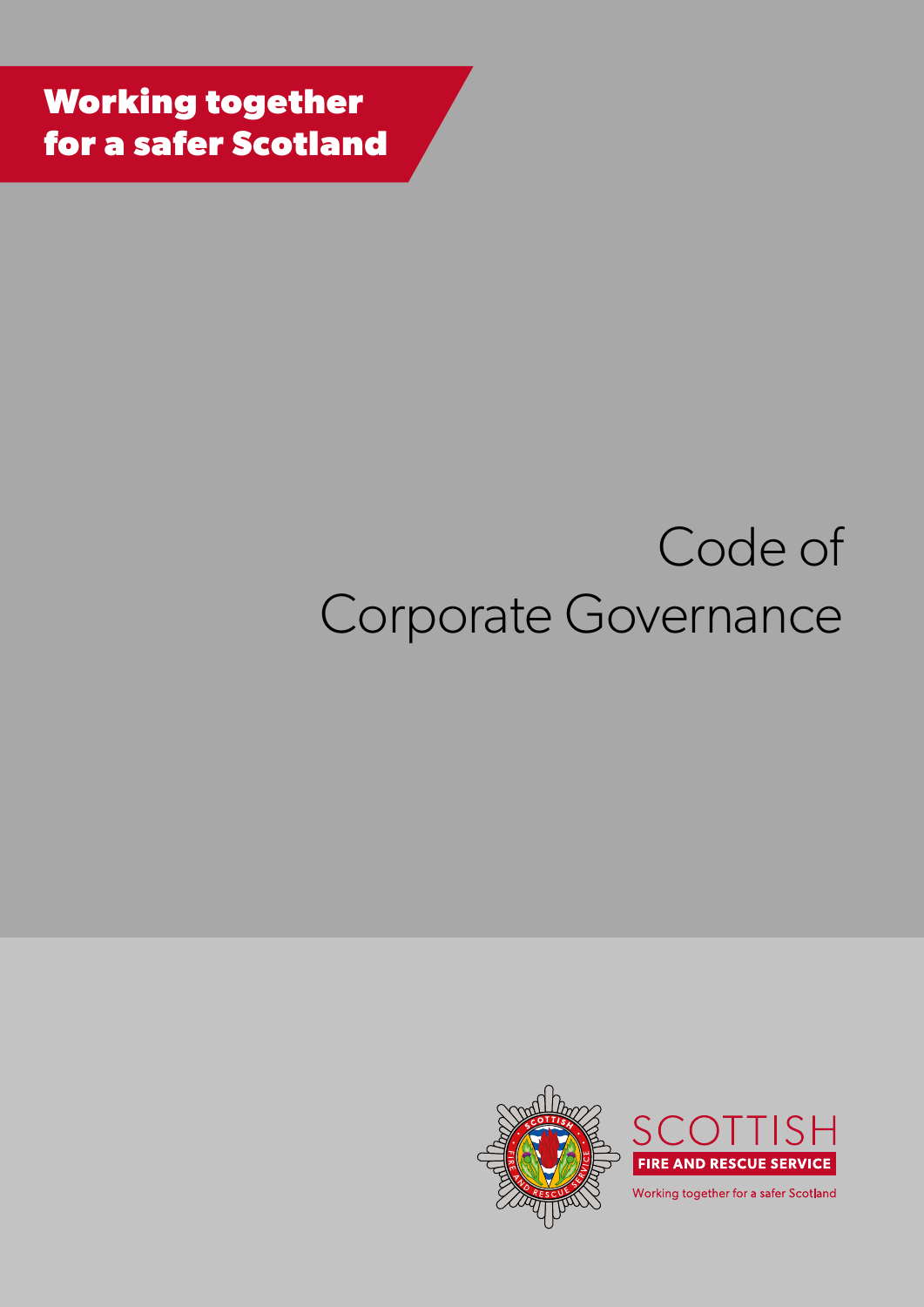**Working together for a safer Scotland**

# Code of Corporate Governance

SCOTTISH
FIRE AND RESCUE SERVICE
Working together for a safer Scotland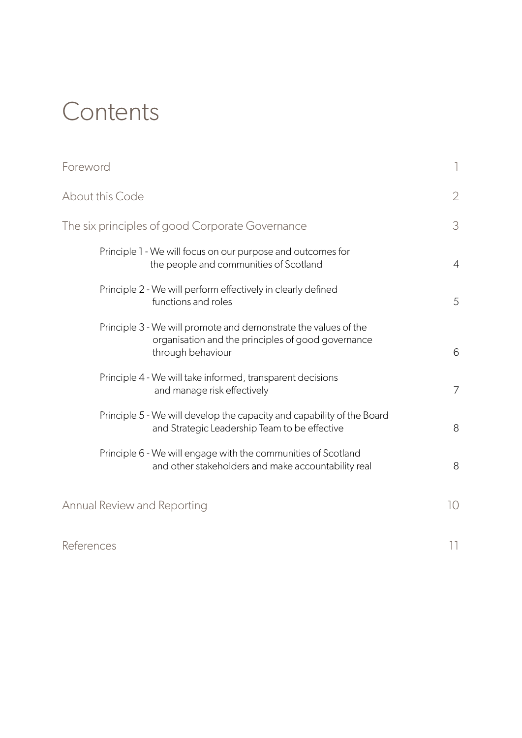# Contents

| | |
|---|---|
| Foreword | 1 |
| About this Code | 2 |
| The six principles of good Corporate Governance | 3 |
| Principle 1 - We will focus on our purpose and outcomes for the people and communities of Scotland | 4 |
| Principle 2 - We will perform effectively in clearly defined functions and roles | 5 |
| Principle 3 - We will promote and demonstrate the values of the organisation and the principles of good governance through behaviour | 6 |
| Principle 4 - We will take informed, transparent decisions and manage risk effectively | 7 |
| Principle 5 - We will develop the capacity and capability of the Board and Strategic Leadership Team to be effective | 8 |
| Principle 6 - We will engage with the communities of Scotland and other stakeholders and make accountability real | 8 |
| Annual Review and Reporting | 10 |
| References | 11 |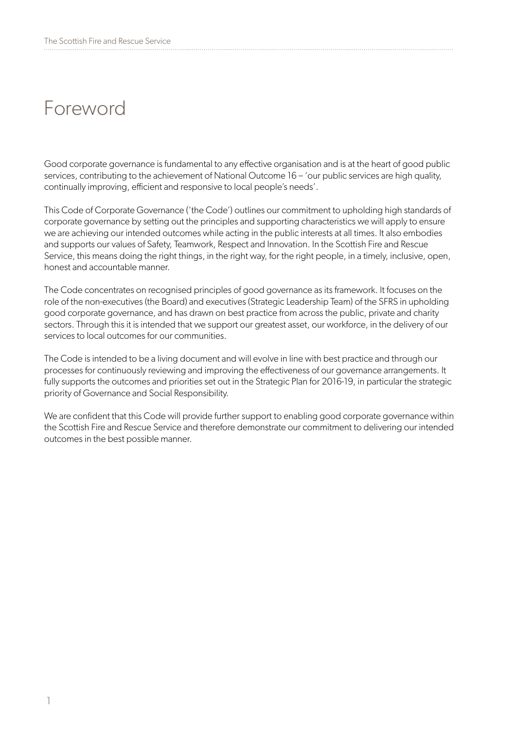# Foreword

Good corporate governance is fundamental to any effective organisation and is at the heart of good public services, contributing to the achievement of National Outcome 16 – 'our public services are high quality, continually improving, efficient and responsive to local people's needs'.

This Code of Corporate Governance ('the Code') outlines our commitment to upholding high standards of corporate governance by setting out the principles and supporting characteristics we will apply to ensure we are achieving our intended outcomes while acting in the public interests at all times. It also embodies and supports our values of Safety, Teamwork, Respect and Innovation. In the Scottish Fire and Rescue Service, this means doing the right things, in the right way, for the right people, in a timely, inclusive, open, honest and accountable manner.

The Code concentrates on recognised principles of good governance as its framework. It focuses on the role of the non-executives (the Board) and executives (Strategic Leadership Team) of the SFRS in upholding good corporate governance, and has drawn on best practice from across the public, private and charity sectors. Through this it is intended that we support our greatest asset, our workforce, in the delivery of our services to local outcomes for our communities.

The Code is intended to be a living document and will evolve in line with best practice and through our processes for continuously reviewing and improving the effectiveness of our governance arrangements. It fully supports the outcomes and priorities set out in the Strategic Plan for 2016-19, in particular the strategic priority of Governance and Social Responsibility.

We are confident that this Code will provide further support to enabling good corporate governance within the Scottish Fire and Rescue Service and therefore demonstrate our commitment to delivering our intended outcomes in the best possible manner.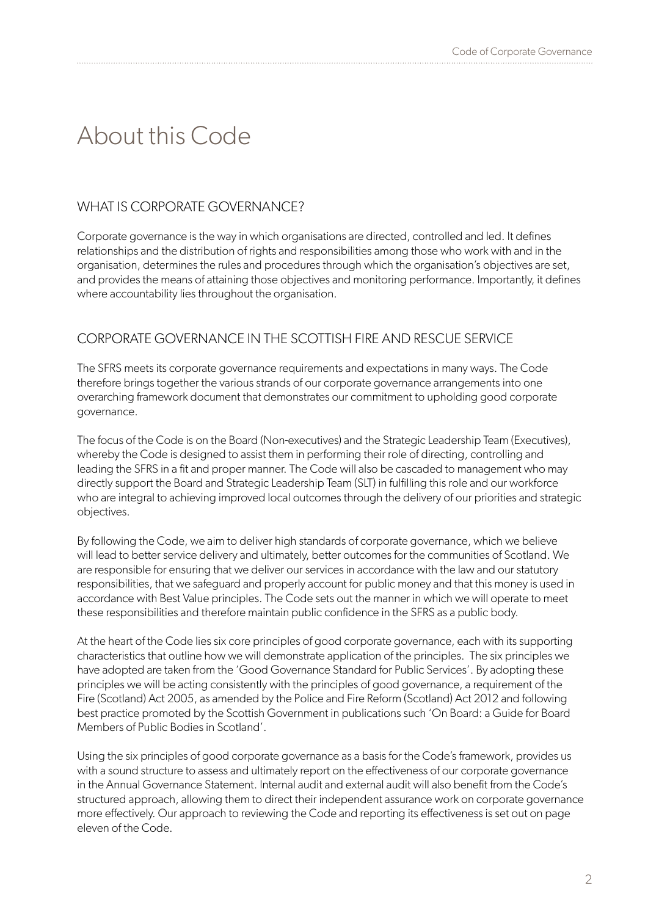# About this Code

## WHAT IS CORPORATE GOVERNANCE?

Corporate governance is the way in which organisations are directed, controlled and led. It defines relationships and the distribution of rights and responsibilities among those who work with and in the organisation, determines the rules and procedures through which the organisation's objectives are set, and provides the means of attaining those objectives and monitoring performance. Importantly, it defines where accountability lies throughout the organisation.

## CORPORATE GOVERNANCE IN THE SCOTTISH FIRE AND RESCUE SERVICE

The SFRS meets its corporate governance requirements and expectations in many ways. The Code therefore brings together the various strands of our corporate governance arrangements into one overarching framework document that demonstrates our commitment to upholding good corporate governance.

The focus of the Code is on the Board (Non-executives) and the Strategic Leadership Team (Executives), whereby the Code is designed to assist them in performing their role of directing, controlling and leading the SFRS in a fit and proper manner. The Code will also be cascaded to management who may directly support the Board and Strategic Leadership Team (SLT) in fulfilling this role and our workforce who are integral to achieving improved local outcomes through the delivery of our priorities and strategic objectives.

By following the Code, we aim to deliver high standards of corporate governance, which we believe will lead to better service delivery and ultimately, better outcomes for the communities of Scotland. We are responsible for ensuring that we deliver our services in accordance with the law and our statutory responsibilities, that we safeguard and properly account for public money and that this money is used in accordance with Best Value principles. The Code sets out the manner in which we will operate to meet these responsibilities and therefore maintain public confidence in the SFRS as a public body.

At the heart of the Code lies six core principles of good corporate governance, each with its supporting characteristics that outline how we will demonstrate application of the principles. The six principles we have adopted are taken from the 'Good Governance Standard for Public Services'. By adopting these principles we will be acting consistently with the principles of good governance, a requirement of the Fire (Scotland) Act 2005, as amended by the Police and Fire Reform (Scotland) Act 2012 and following best practice promoted by the Scottish Government in publications such 'On Board: a Guide for Board Members of Public Bodies in Scotland'.

Using the six principles of good corporate governance as a basis for the Code's framework, provides us with a sound structure to assess and ultimately report on the effectiveness of our corporate governance in the Annual Governance Statement. Internal audit and external audit will also benefit from the Code's structured approach, allowing them to direct their independent assurance work on corporate governance more effectively. Our approach to reviewing the Code and reporting its effectiveness is set out on page eleven of the Code.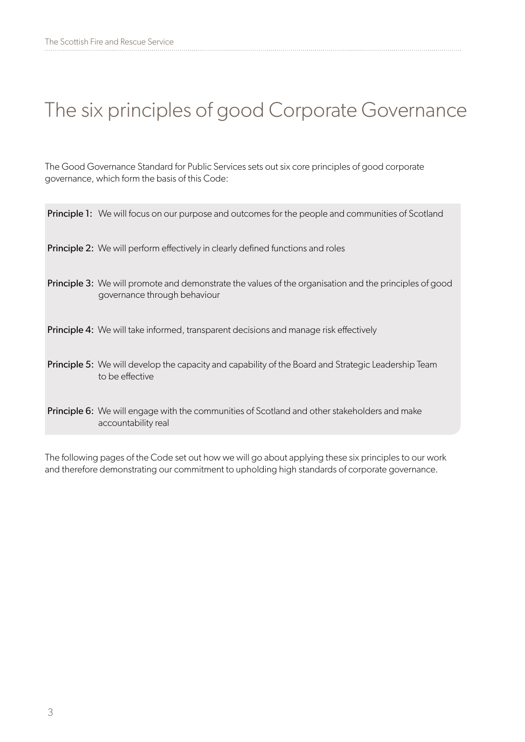# The six principles of good Corporate Governance

The Good Governance Standard for Public Services sets out six core principles of good corporate governance, which form the basis of this Code:

**Principle 1:** We will focus on our purpose and outcomes for the people and communities of Scotland

**Principle 2:** We will perform effectively in clearly defined functions and roles

**Principle 3:** We will promote and demonstrate the values of the organisation and the principles of good governance through behaviour

**Principle 4:** We will take informed, transparent decisions and manage risk effectively

**Principle 5:** We will develop the capacity and capability of the Board and Strategic Leadership Team to be effective

**Principle 6:** We will engage with the communities of Scotland and other stakeholders and make accountability real

The following pages of the Code set out how we will go about applying these six principles to our work and therefore demonstrating our commitment to upholding high standards of corporate governance.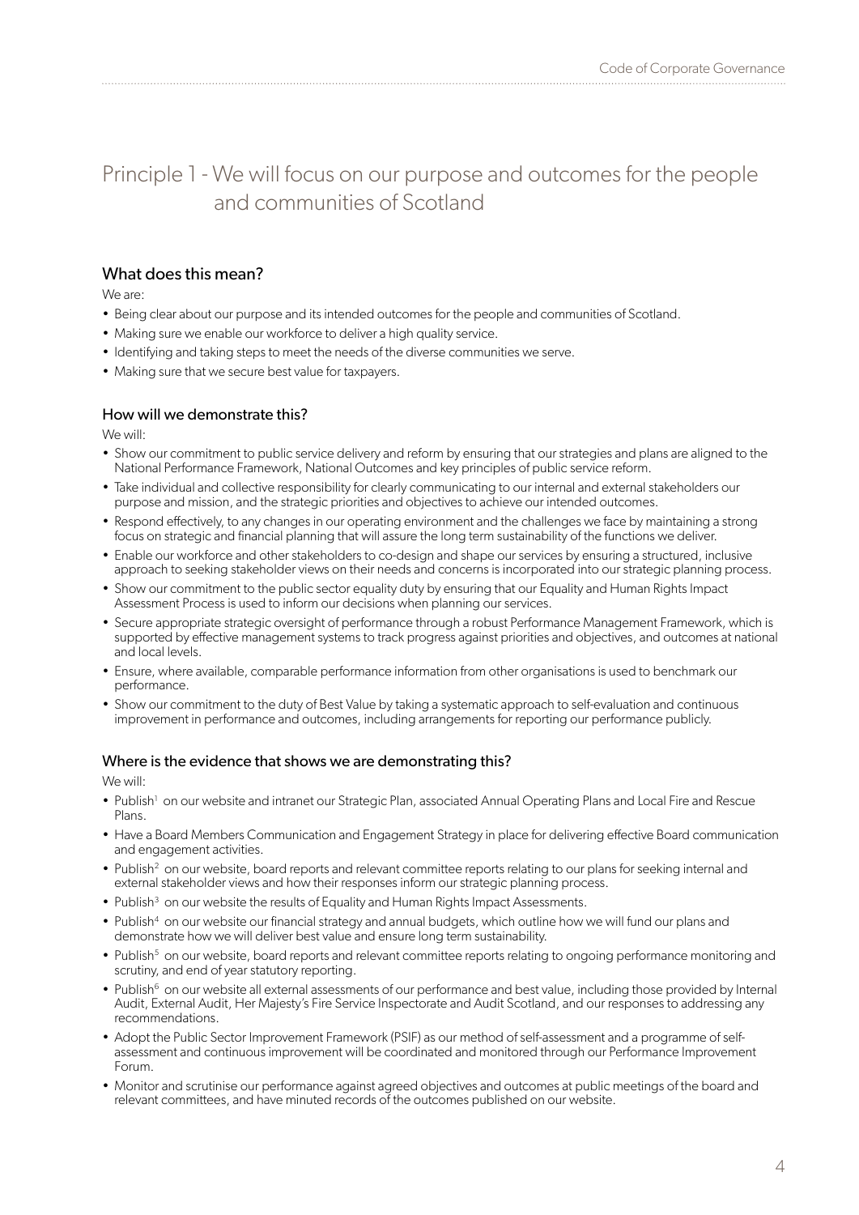## Principle 1 - We will focus on our purpose and outcomes for the people and communities of Scotland

### What does this mean?

We are:

- Being clear about our purpose and its intended outcomes for the people and communities of Scotland.
- Making sure we enable our workforce to deliver a high quality service.
- Identifying and taking steps to meet the needs of the diverse communities we serve.
- Making sure that we secure best value for taxpayers.

### How will we demonstrate this?

We will:

- Show our commitment to public service delivery and reform by ensuring that our strategies and plans are aligned to the National Performance Framework, National Outcomes and key principles of public service reform.
- Take individual and collective responsibility for clearly communicating to our internal and external stakeholders our purpose and mission, and the strategic priorities and objectives to achieve our intended outcomes.
- Respond effectively, to any changes in our operating environment and the challenges we face by maintaining a strong focus on strategic and financial planning that will assure the long term sustainability of the functions we deliver.
- Enable our workforce and other stakeholders to co-design and shape our services by ensuring a structured, inclusive approach to seeking stakeholder views on their needs and concerns is incorporated into our strategic planning process.
- Show our commitment to the public sector equality duty by ensuring that our Equality and Human Rights Impact Assessment Process is used to inform our decisions when planning our services.
- Secure appropriate strategic oversight of performance through a robust Performance Management Framework, which is supported by effective management systems to track progress against priorities and objectives, and outcomes at national and local levels.
- Ensure, where available, comparable performance information from other organisations is used to benchmark our performance.
- Show our commitment to the duty of Best Value by taking a systematic approach to self-evaluation and continuous improvement in performance and outcomes, including arrangements for reporting our performance publicly.

### Where is the evidence that shows we are demonstrating this?

We will:

- Publish[1] on our website and intranet our Strategic Plan, associated Annual Operating Plans and Local Fire and Rescue Plans.
- Have a Board Members Communication and Engagement Strategy in place for delivering effective Board communication and engagement activities.
- Publish[2] on our website, board reports and relevant committee reports relating to our plans for seeking internal and external stakeholder views and how their responses inform our strategic planning process.
- Publish[3] on our website the results of Equality and Human Rights Impact Assessments.
- Publish[4] on our website our financial strategy and annual budgets, which outline how we will fund our plans and demonstrate how we will deliver best value and ensure long term sustainability.
- Publish[5] on our website, board reports and relevant committee reports relating to ongoing performance monitoring and scrutiny, and end of year statutory reporting.
- Publish[6] on our website all external assessments of our performance and best value, including those provided by Internal Audit, External Audit, Her Majesty's Fire Service Inspectorate and Audit Scotland, and our responses to addressing any recommendations.
- Adopt the Public Sector Improvement Framework (PSIF) as our method of self-assessment and a programme of self-assessment and continuous improvement will be coordinated and monitored through our Performance Improvement Forum.
- Monitor and scrutinise our performance against agreed objectives and outcomes at public meetings of the board and relevant committees, and have minuted records of the outcomes published on our website.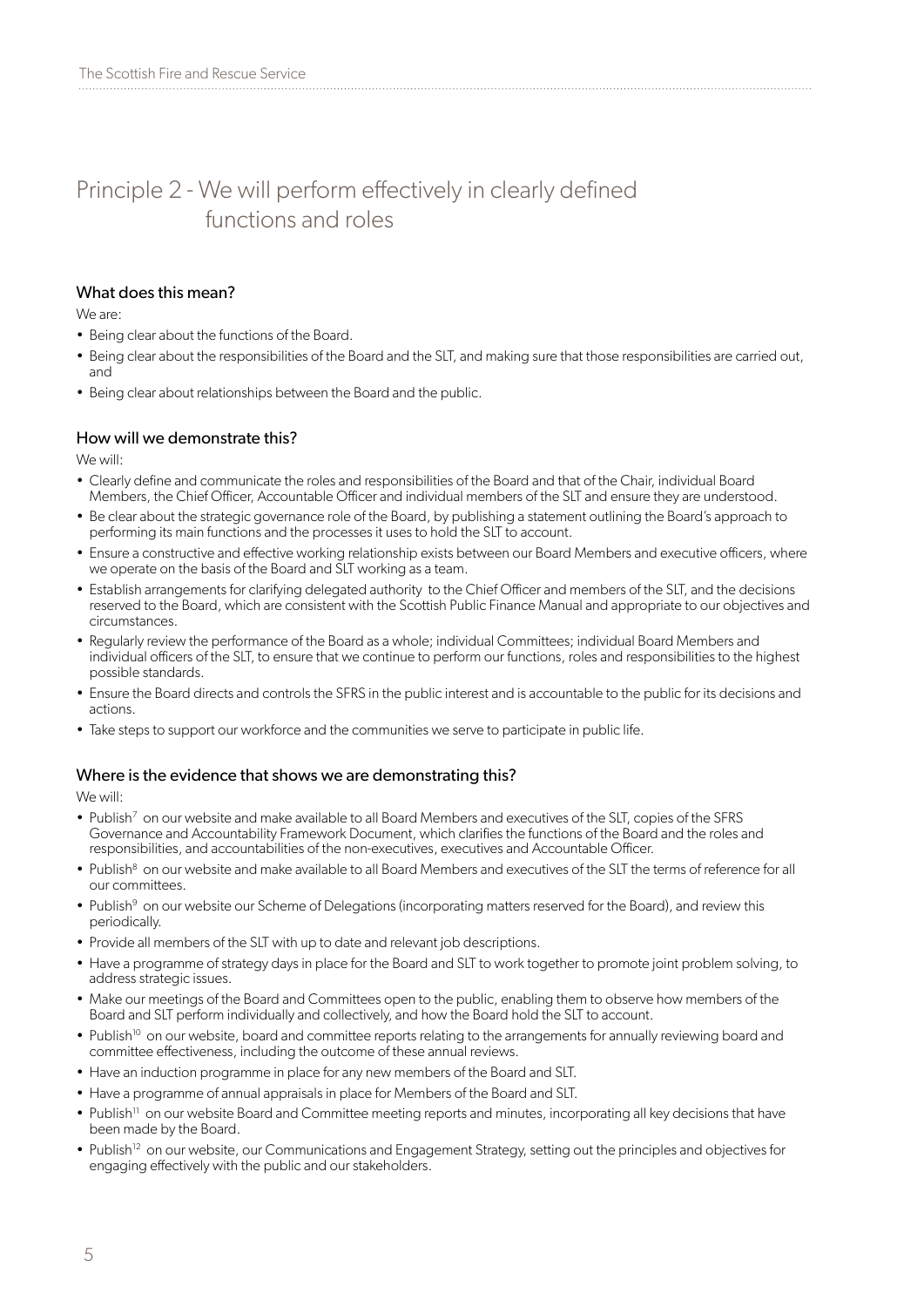## Principle 2 - We will perform effectively in clearly defined functions and roles

### What does this mean?

We are:

- Being clear about the functions of the Board.
- Being clear about the responsibilities of the Board and the SLT, and making sure that those responsibilities are carried out, and
- Being clear about relationships between the Board and the public.

### How will we demonstrate this?

We will:

- Clearly define and communicate the roles and responsibilities of the Board and that of the Chair, individual Board Members, the Chief Officer, Accountable Officer and individual members of the SLT and ensure they are understood.
- Be clear about the strategic governance role of the Board, by publishing a statement outlining the Board's approach to performing its main functions and the processes it uses to hold the SLT to account.
- Ensure a constructive and effective working relationship exists between our Board Members and executive officers, where we operate on the basis of the Board and SLT working as a team.
- Establish arrangements for clarifying delegated authority to the Chief Officer and members of the SLT, and the decisions reserved to the Board, which are consistent with the Scottish Public Finance Manual and appropriate to our objectives and circumstances.
- Regularly review the performance of the Board as a whole; individual Committees; individual Board Members and individual officers of the SLT, to ensure that we continue to perform our functions, roles and responsibilities to the highest possible standards.
- Ensure the Board directs and controls the SFRS in the public interest and is accountable to the public for its decisions and actions.
- Take steps to support our workforce and the communities we serve to participate in public life.

### Where is the evidence that shows we are demonstrating this?

We will:

- Publish[7] on our website and make available to all Board Members and executives of the SLT, copies of the SFRS Governance and Accountability Framework Document, which clarifies the functions of the Board and the roles and responsibilities, and accountabilities of the non-executives, executives and Accountable Officer.
- Publish[8] on our website and make available to all Board Members and executives of the SLT the terms of reference for all our committees.
- Publish[9] on our website our Scheme of Delegations (incorporating matters reserved for the Board), and review this periodically.
- Provide all members of the SLT with up to date and relevant job descriptions.
- Have a programme of strategy days in place for the Board and SLT to work together to promote joint problem solving, to address strategic issues.
- Make our meetings of the Board and Committees open to the public, enabling them to observe how members of the Board and SLT perform individually and collectively, and how the Board hold the SLT to account.
- Publish[10] on our website, board and committee reports relating to the arrangements for annually reviewing board and committee effectiveness, including the outcome of these annual reviews.
- Have an induction programme in place for any new members of the Board and SLT.
- Have a programme of annual appraisals in place for Members of the Board and SLT.
- Publish[11] on our website Board and Committee meeting reports and minutes, incorporating all key decisions that have been made by the Board.
- Publish[12] on our website, our Communications and Engagement Strategy, setting out the principles and objectives for engaging effectively with the public and our stakeholders.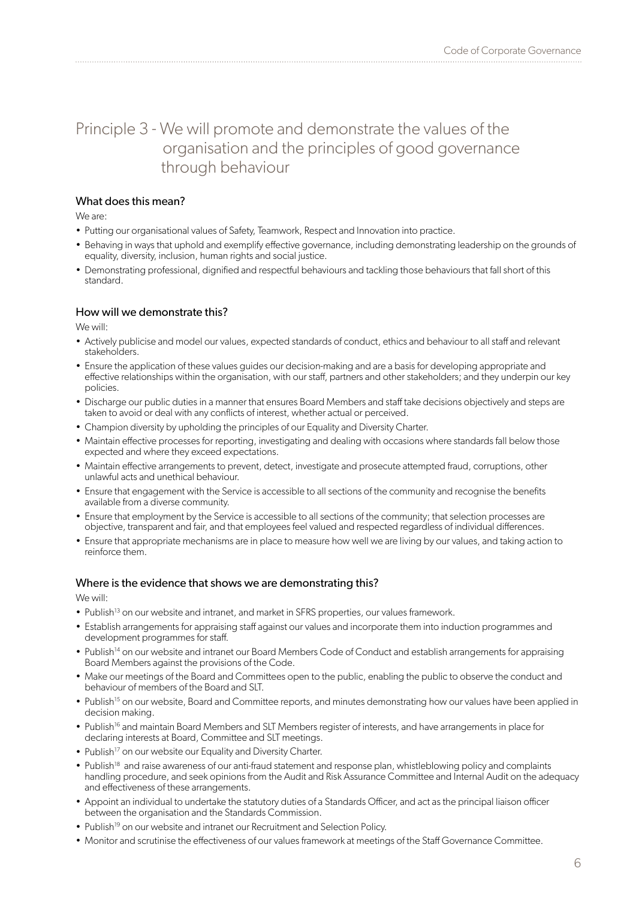## Principle 3 - We will promote and demonstrate the values of the organisation and the principles of good governance through behaviour

### What does this mean?

We are:

- Putting our organisational values of Safety, Teamwork, Respect and Innovation into practice.
- Behaving in ways that uphold and exemplify effective governance, including demonstrating leadership on the grounds of equality, diversity, inclusion, human rights and social justice.
- Demonstrating professional, dignified and respectful behaviours and tackling those behaviours that fall short of this standard.

### How will we demonstrate this?

We will:

- Actively publicise and model our values, expected standards of conduct, ethics and behaviour to all staff and relevant stakeholders.
- Ensure the application of these values guides our decision-making and are a basis for developing appropriate and effective relationships within the organisation, with our staff, partners and other stakeholders; and they underpin our key policies.
- Discharge our public duties in a manner that ensures Board Members and staff take decisions objectively and steps are taken to avoid or deal with any conflicts of interest, whether actual or perceived.
- Champion diversity by upholding the principles of our Equality and Diversity Charter.
- Maintain effective processes for reporting, investigating and dealing with occasions where standards fall below those expected and where they exceed expectations.
- Maintain effective arrangements to prevent, detect, investigate and prosecute attempted fraud, corruptions, other unlawful acts and unethical behaviour.
- Ensure that engagement with the Service is accessible to all sections of the community and recognise the benefits available from a diverse community.
- Ensure that employment by the Service is accessible to all sections of the community; that selection processes are objective, transparent and fair, and that employees feel valued and respected regardless of individual differences.
- Ensure that appropriate mechanisms are in place to measure how well we are living by our values, and taking action to reinforce them.

### Where is the evidence that shows we are demonstrating this?

We will:

- Publish[13] on our website and intranet, and market in SFRS properties, our values framework.
- Establish arrangements for appraising staff against our values and incorporate them into induction programmes and development programmes for staff.
- Publish[14] on our website and intranet our Board Members Code of Conduct and establish arrangements for appraising Board Members against the provisions of the Code.
- Make our meetings of the Board and Committees open to the public, enabling the public to observe the conduct and behaviour of members of the Board and SLT.
- Publish[15] on our website, Board and Committee reports, and minutes demonstrating how our values have been applied in decision making.
- Publish[16] and maintain Board Members and SLT Members register of interests, and have arrangements in place for declaring interests at Board, Committee and SLT meetings.
- Publish[17] on our website our Equality and Diversity Charter.
- Publish[18] and raise awareness of our anti-fraud statement and response plan, whistleblowing policy and complaints handling procedure, and seek opinions from the Audit and Risk Assurance Committee and Internal Audit on the adequacy and effectiveness of these arrangements.
- Appoint an individual to undertake the statutory duties of a Standards Officer, and act as the principal liaison officer between the organisation and the Standards Commission.
- Publish[19] on our website and intranet our Recruitment and Selection Policy.
- Monitor and scrutinise the effectiveness of our values framework at meetings of the Staff Governance Committee.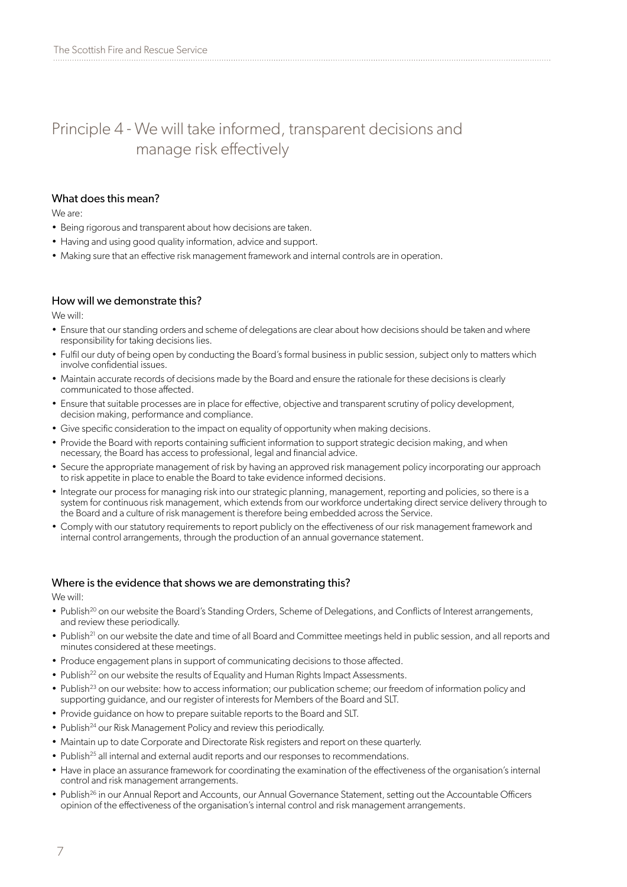## Principle 4 - We will take informed, transparent decisions and manage risk effectively

### What does this mean?

We are:

- Being rigorous and transparent about how decisions are taken.
- Having and using good quality information, advice and support.
- Making sure that an effective risk management framework and internal controls are in operation.

### How will we demonstrate this?

We will:

- Ensure that our standing orders and scheme of delegations are clear about how decisions should be taken and where responsibility for taking decisions lies.
- Fulfil our duty of being open by conducting the Board's formal business in public session, subject only to matters which involve confidential issues.
- Maintain accurate records of decisions made by the Board and ensure the rationale for these decisions is clearly communicated to those affected.
- Ensure that suitable processes are in place for effective, objective and transparent scrutiny of policy development, decision making, performance and compliance.
- Give specific consideration to the impact on equality of opportunity when making decisions.
- Provide the Board with reports containing sufficient information to support strategic decision making, and when necessary, the Board has access to professional, legal and financial advice.
- Secure the appropriate management of risk by having an approved risk management policy incorporating our approach to risk appetite in place to enable the Board to take evidence informed decisions.
- Integrate our process for managing risk into our strategic planning, management, reporting and policies, so there is a system for continuous risk management, which extends from our workforce undertaking direct service delivery through to the Board and a culture of risk management is therefore being embedded across the Service.
- Comply with our statutory requirements to report publicly on the effectiveness of our risk management framework and internal control arrangements, through the production of an annual governance statement.

### Where is the evidence that shows we are demonstrating this?

We will:

- Publish[20] on our website the Board's Standing Orders, Scheme of Delegations, and Conflicts of Interest arrangements, and review these periodically.
- Publish[21] on our website the date and time of all Board and Committee meetings held in public session, and all reports and minutes considered at these meetings.
- Produce engagement plans in support of communicating decisions to those affected.
- Publish[22] on our website the results of Equality and Human Rights Impact Assessments.
- Publish[23] on our website: how to access information; our publication scheme; our freedom of information policy and supporting guidance, and our register of interests for Members of the Board and SLT.
- Provide guidance on how to prepare suitable reports to the Board and SLT.
- Publish[24] our Risk Management Policy and review this periodically.
- Maintain up to date Corporate and Directorate Risk registers and report on these quarterly.
- Publish[25] all internal and external audit reports and our responses to recommendations.
- Have in place an assurance framework for coordinating the examination of the effectiveness of the organisation's internal control and risk management arrangements.
- Publish[26] in our Annual Report and Accounts, our Annual Governance Statement, setting out the Accountable Officers opinion of the effectiveness of the organisation's internal control and risk management arrangements.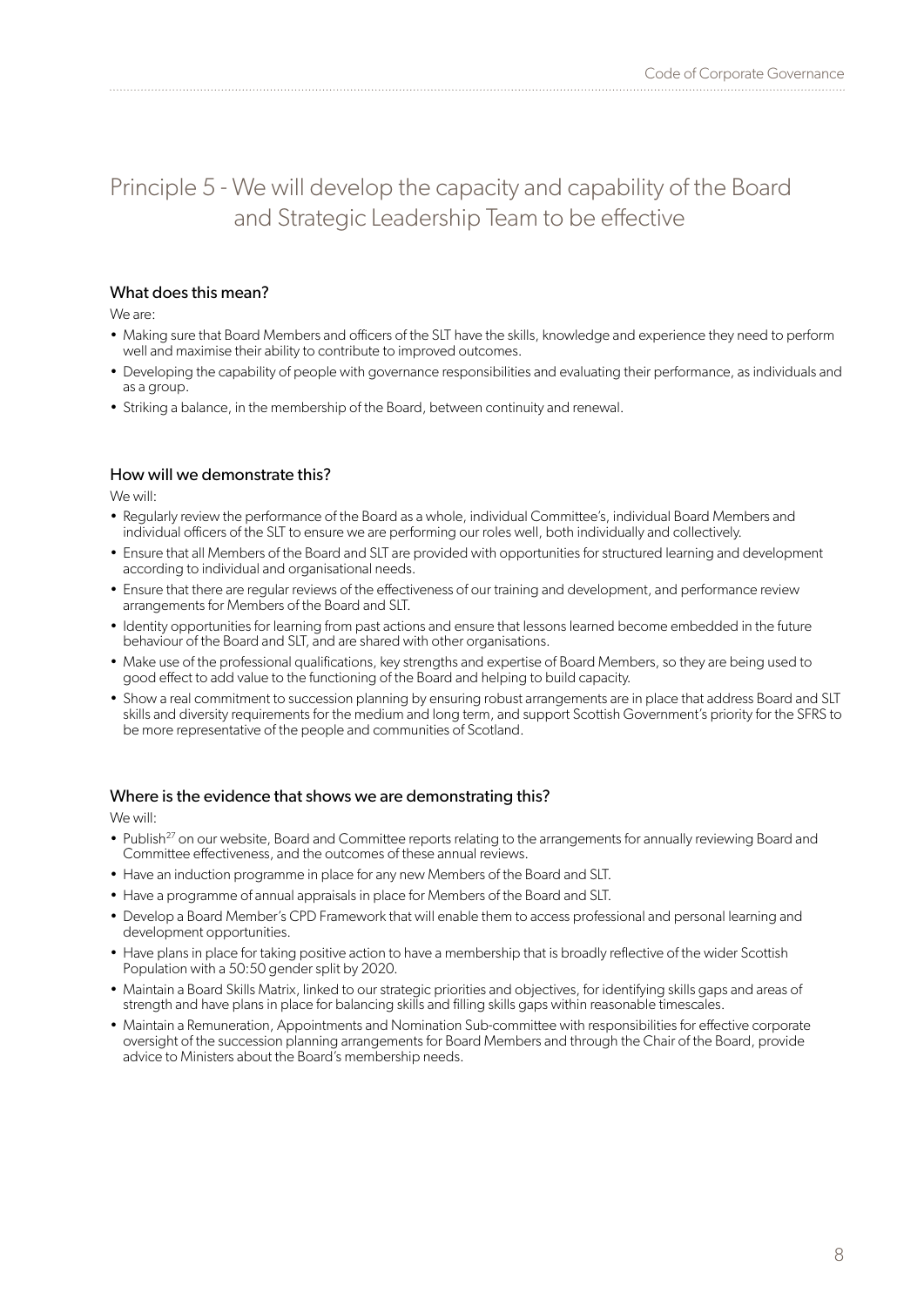# Principle 5 - We will develop the capacity and capability of the Board and Strategic Leadership Team to be effective

### What does this mean?

We are:

- Making sure that Board Members and officers of the SLT have the skills, knowledge and experience they need to perform well and maximise their ability to contribute to improved outcomes.
- Developing the capability of people with governance responsibilities and evaluating their performance, as individuals and as a group.
- Striking a balance, in the membership of the Board, between continuity and renewal.

### How will we demonstrate this?

We will:

- Regularly review the performance of the Board as a whole, individual Committee's, individual Board Members and individual officers of the SLT to ensure we are performing our roles well, both individually and collectively.
- Ensure that all Members of the Board and SLT are provided with opportunities for structured learning and development according to individual and organisational needs.
- Ensure that there are regular reviews of the effectiveness of our training and development, and performance review arrangements for Members of the Board and SLT.
- Identity opportunities for learning from past actions and ensure that lessons learned become embedded in the future behaviour of the Board and SLT, and are shared with other organisations.
- Make use of the professional qualifications, key strengths and expertise of Board Members, so they are being used to good effect to add value to the functioning of the Board and helping to build capacity.
- Show a real commitment to succession planning by ensuring robust arrangements are in place that address Board and SLT skills and diversity requirements for the medium and long term, and support Scottish Government's priority for the SFRS to be more representative of the people and communities of Scotland.

### Where is the evidence that shows we are demonstrating this?

We will:

- Publish[27] on our website, Board and Committee reports relating to the arrangements for annually reviewing Board and Committee effectiveness, and the outcomes of these annual reviews.
- Have an induction programme in place for any new Members of the Board and SLT.
- Have a programme of annual appraisals in place for Members of the Board and SLT.
- Develop a Board Member's CPD Framework that will enable them to access professional and personal learning and development opportunities.
- Have plans in place for taking positive action to have a membership that is broadly reflective of the wider Scottish Population with a 50:50 gender split by 2020.
- Maintain a Board Skills Matrix, linked to our strategic priorities and objectives, for identifying skills gaps and areas of strength and have plans in place for balancing skills and filling skills gaps within reasonable timescales.
- Maintain a Remuneration, Appointments and Nomination Sub-committee with responsibilities for effective corporate oversight of the succession planning arrangements for Board Members and through the Chair of the Board, provide advice to Ministers about the Board's membership needs.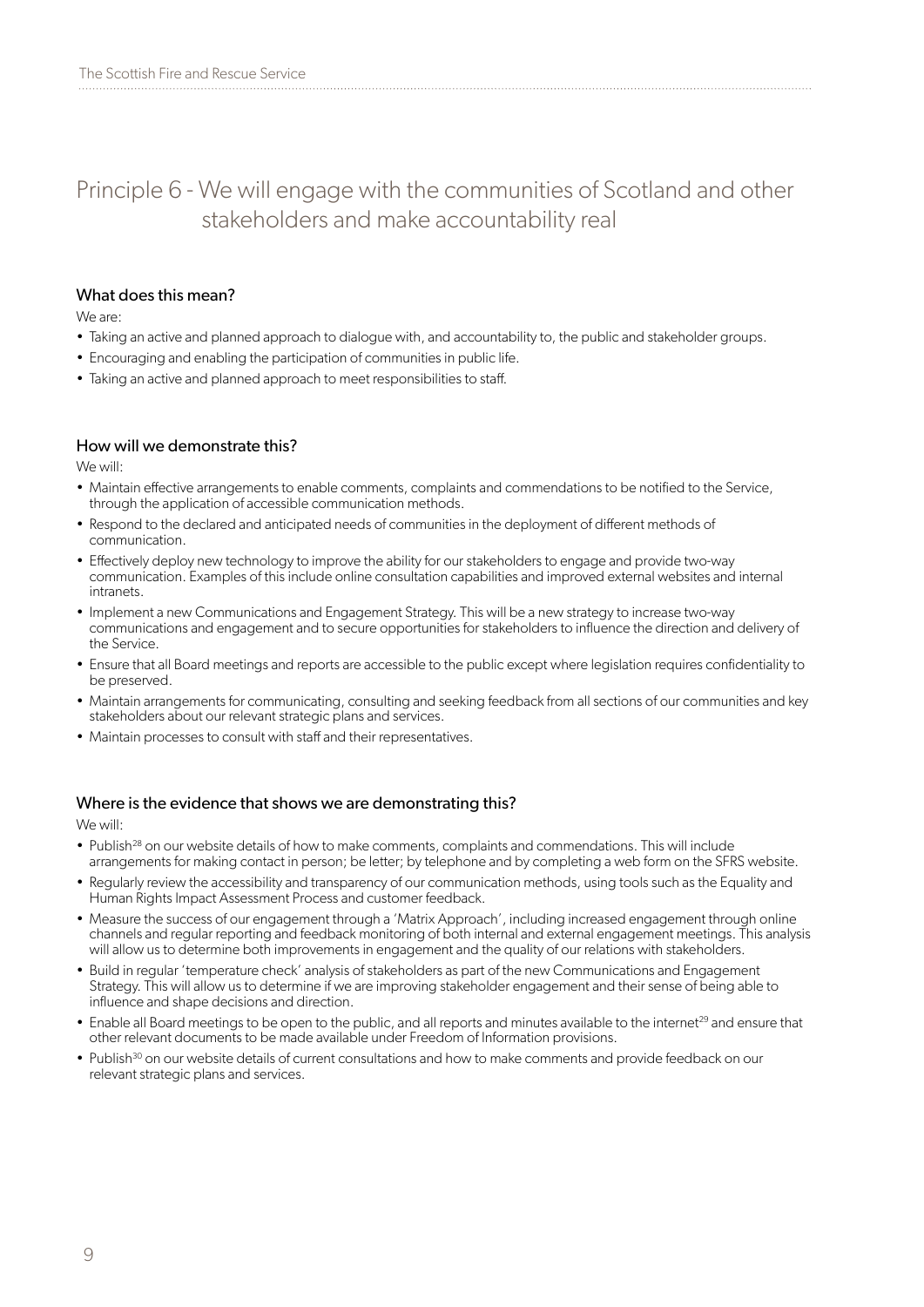## Principle 6 - We will engage with the communities of Scotland and other stakeholders and make accountability real

### What does this mean?

We are:

- Taking an active and planned approach to dialogue with, and accountability to, the public and stakeholder groups.
- Encouraging and enabling the participation of communities in public life.
- Taking an active and planned approach to meet responsibilities to staff.

### How will we demonstrate this?

We will:

- Maintain effective arrangements to enable comments, complaints and commendations to be notified to the Service, through the application of accessible communication methods.
- Respond to the declared and anticipated needs of communities in the deployment of different methods of communication.
- Effectively deploy new technology to improve the ability for our stakeholders to engage and provide two-way communication. Examples of this include online consultation capabilities and improved external websites and internal intranets.
- Implement a new Communications and Engagement Strategy. This will be a new strategy to increase two-way communications and engagement and to secure opportunities for stakeholders to influence the direction and delivery of the Service.
- Ensure that all Board meetings and reports are accessible to the public except where legislation requires confidentiality to be preserved.
- Maintain arrangements for communicating, consulting and seeking feedback from all sections of our communities and key stakeholders about our relevant strategic plans and services.
- Maintain processes to consult with staff and their representatives.

### Where is the evidence that shows we are demonstrating this?

We will:

- Publish[28] on our website details of how to make comments, complaints and commendations. This will include arrangements for making contact in person; be letter; by telephone and by completing a web form on the SFRS website.
- Regularly review the accessibility and transparency of our communication methods, using tools such as the Equality and Human Rights Impact Assessment Process and customer feedback.
- Measure the success of our engagement through a 'Matrix Approach', including increased engagement through online channels and regular reporting and feedback monitoring of both internal and external engagement meetings. This analysis will allow us to determine both improvements in engagement and the quality of our relations with stakeholders.
- Build in regular 'temperature check' analysis of stakeholders as part of the new Communications and Engagement Strategy. This will allow us to determine if we are improving stakeholder engagement and their sense of being able to influence and shape decisions and direction.
- Enable all Board meetings to be open to the public, and all reports and minutes available to the internet[29] and ensure that other relevant documents to be made available under Freedom of Information provisions.
- Publish[30] on our website details of current consultations and how to make comments and provide feedback on our relevant strategic plans and services.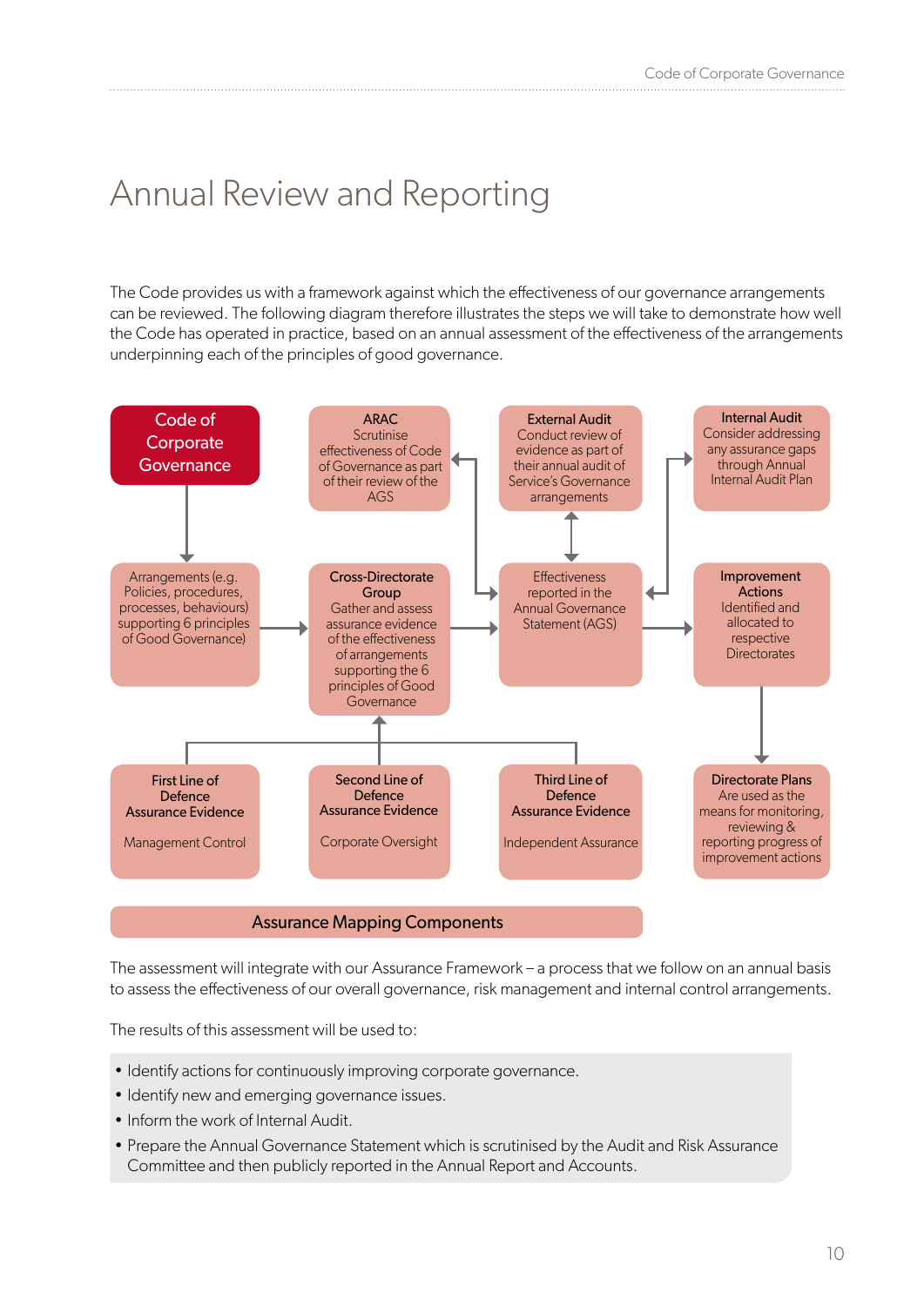# Annual Review and Reporting

The Code provides us with a framework against which the effectiveness of our governance arrangements can be reviewed. The following diagram therefore illustrates the steps we will take to demonstrate how well the Code has operated in practice, based on an annual assessment of the effectiveness of the arrangements underpinning each of the principles of good governance.

**Code of Corporate Governance**

Arrangements (e.g. Policies, procedures, processes, behaviours) supporting 6 principles of Good Governance

**ARAC**
Scrutinise effectiveness of Code of Governance as part of their review of the AGS

**Cross-Directorate Group**
Gather and assess assurance evidence of the effectiveness of arrangements supporting the 6 principles of Good Governance

**External Audit**
Conduct review of evidence as part of their annual audit of Service's Governance arrangements

Effectiveness reported in the Annual Governance Statement (AGS)

**Internal Audit**
Consider addressing any assurance gaps through Annual Internal Audit Plan

**Improvement Actions**
Identified and allocated to respective Directorates

**Directorate Plans**
Are used as the means for monitoring, reviewing & reporting progress of improvement actions

**First Line of Defence Assurance Evidence**
Management Control

**Second Line of Defence Assurance Evidence**
Corporate Oversight

**Third Line of Defence Assurance Evidence**
Independent Assurance

**Assurance Mapping Components**

The assessment will integrate with our Assurance Framework – a process that we follow on an annual basis to assess the effectiveness of our overall governance, risk management and internal control arrangements.

The results of this assessment will be used to:

- Identify actions for continuously improving corporate governance.
- Identify new and emerging governance issues.
- Inform the work of Internal Audit.
- Prepare the Annual Governance Statement which is scrutinised by the Audit and Risk Assurance Committee and then publicly reported in the Annual Report and Accounts.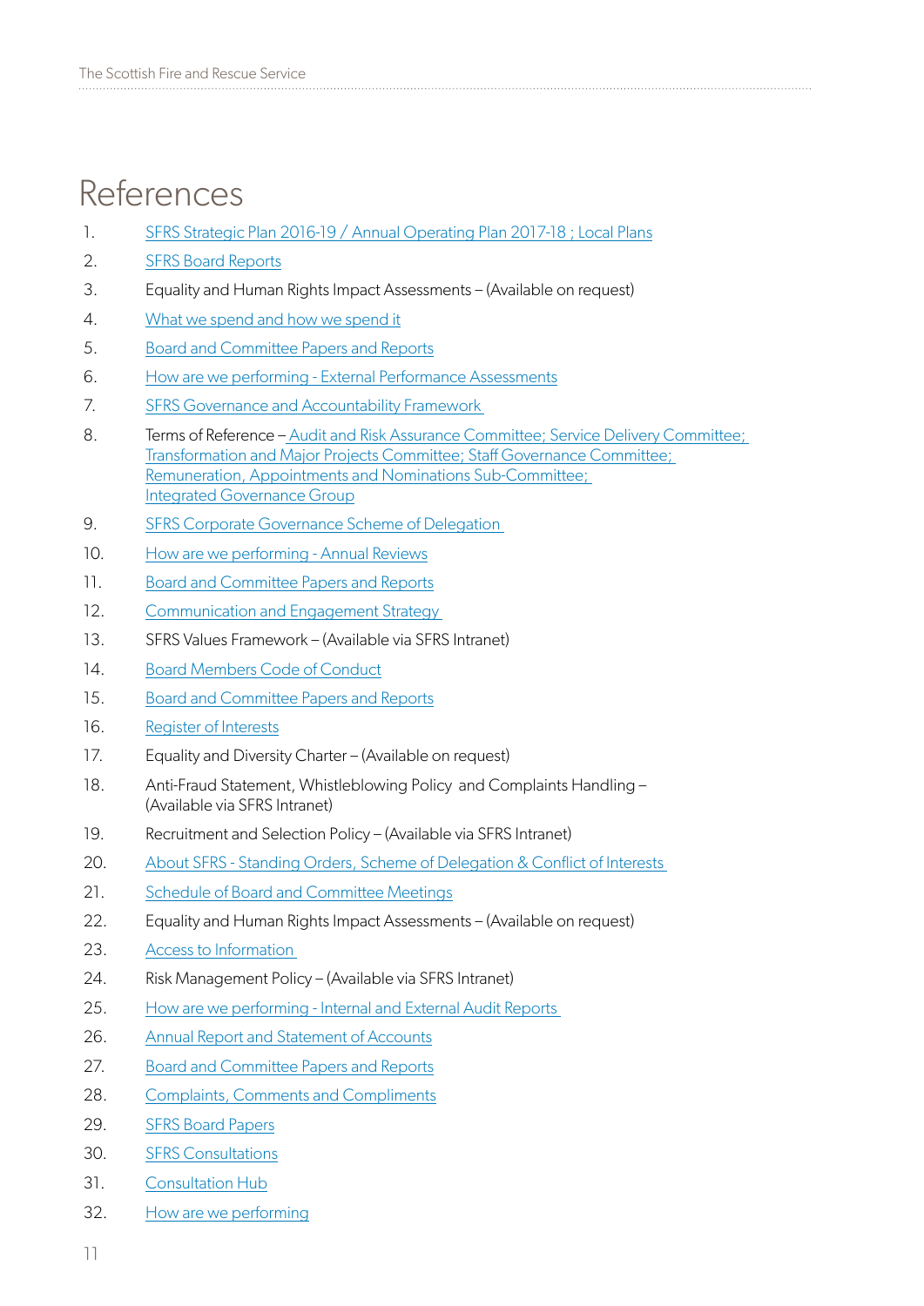# References

1. SFRS Strategic Plan 2016-19 / Annual Operating Plan 2017-18 ; Local Plans
2. SFRS Board Reports
3. Equality and Human Rights Impact Assessments – (Available on request)
4. What we spend and how we spend it
5. Board and Committee Papers and Reports
6. How are we performing - External Performance Assessments
7. SFRS Governance and Accountability Framework
8. Terms of Reference – Audit and Risk Assurance Committee; Service Delivery Committee; Transformation and Major Projects Committee; Staff Governance Committee; Remuneration, Appointments and Nominations Sub-Committee; Integrated Governance Group
9. SFRS Corporate Governance Scheme of Delegation
10. How are we performing - Annual Reviews
11. Board and Committee Papers and Reports
12. Communication and Engagement Strategy
13. SFRS Values Framework – (Available via SFRS Intranet)
14. Board Members Code of Conduct
15. Board and Committee Papers and Reports
16. Register of Interests
17. Equality and Diversity Charter – (Available on request)
18. Anti-Fraud Statement, Whistleblowing Policy and Complaints Handling – (Available via SFRS Intranet)
19. Recruitment and Selection Policy – (Available via SFRS Intranet)
20. About SFRS - Standing Orders, Scheme of Delegation & Conflict of Interests
21. Schedule of Board and Committee Meetings
22. Equality and Human Rights Impact Assessments – (Available on request)
23. Access to Information
24. Risk Management Policy – (Available via SFRS Intranet)
25. How are we performing - Internal and External Audit Reports
26. Annual Report and Statement of Accounts
27. Board and Committee Papers and Reports
28. Complaints, Comments and Compliments
29. SFRS Board Papers
30. SFRS Consultations
31. Consultation Hub
32. How are we performing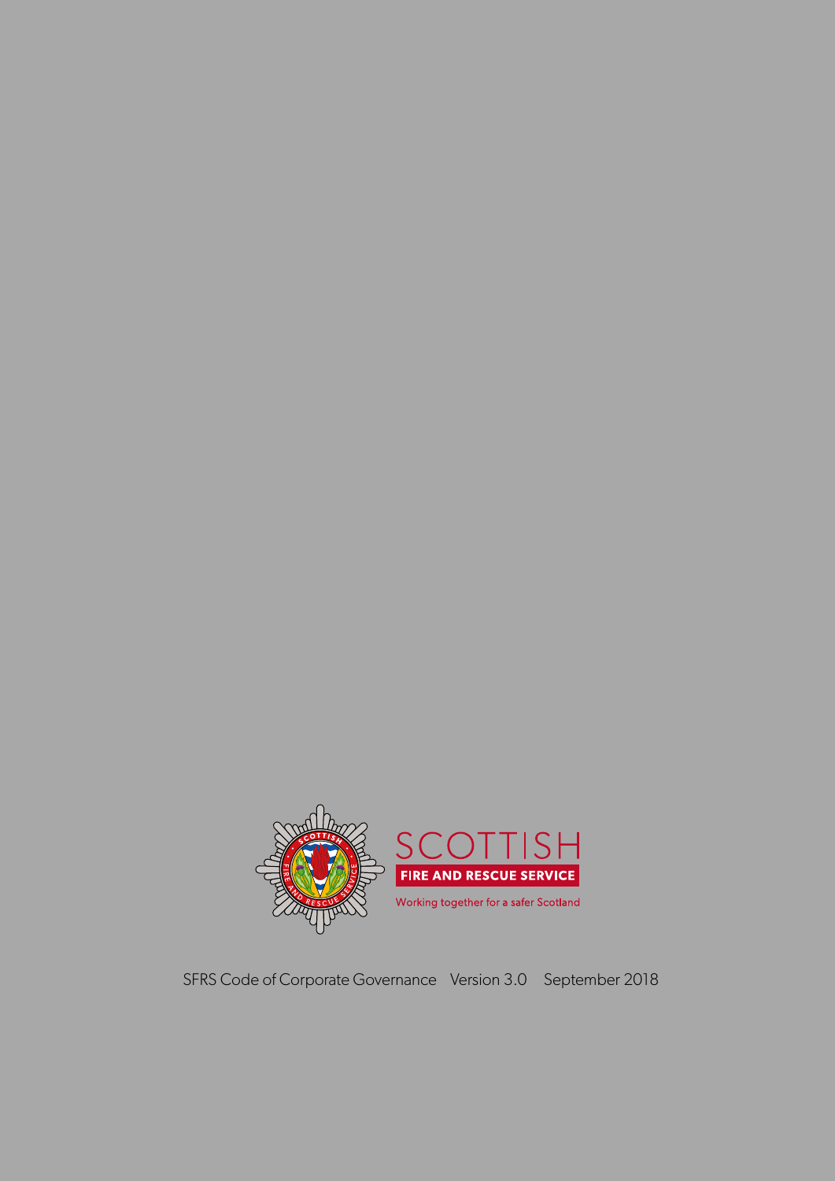SCOTTISH

FIRE AND RESCUE SERVICE

Working together for a safer Scotland

SFRS Code of Corporate Governance Version 3.0 September 2018